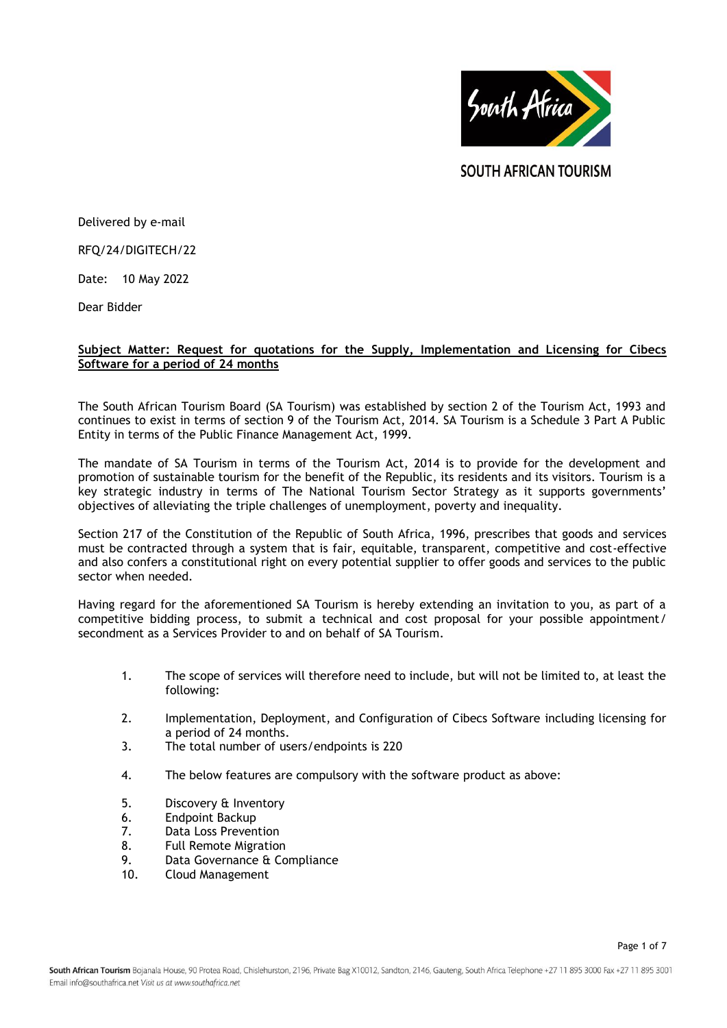SOUTH AFRICAN TOURISM

Delivered by e-mail

RFQ/24/DIGITECH/22

Date: 10 May 2022

Dear Bidder

**Subject Matter: Request for quotations for the Supply, Implementation and Licensing for Cibecs Software for a period of 24 months**

The South African Tourism Board (SA Tourism) was established by section 2 of the Tourism Act, 1993 and continues to exist in terms of section 9 of the Tourism Act, 2014. SA Tourism is a Schedule 3 Part A Public Entity in terms of the Public Finance Management Act, 1999.

The mandate of SA Tourism in terms of the Tourism Act, 2014 is to provide for the development and promotion of sustainable tourism for the benefit of the Republic, its residents and its visitors. Tourism is a key strategic industry in terms of The National Tourism Sector Strategy as it supports governments' objectives of alleviating the triple challenges of unemployment, poverty and inequality.

Section 217 of the Constitution of the Republic of South Africa, 1996, prescribes that goods and services must be contracted through a system that is fair, equitable, transparent, competitive and cost-effective and also confers a constitutional right on every potential supplier to offer goods and services to the public sector when needed.

Having regard for the aforementioned SA Tourism is hereby extending an invitation to you, as part of a competitive bidding process, to submit a technical and cost proposal for your possible appointment/ secondment as a Services Provider to and on behalf of SA Tourism.

1. The scope of services will therefore need to include, but will not be limited to, at least the following:

2. Implementation, Deployment, and Configuration of Cibecs Software including licensing for a period of 24 months.
3. The total number of users/endpoints is 220

4. The below features are compulsory with the software product as above:

5. Discovery & Inventory
6. Endpoint Backup
7. Data Loss Prevention
8. Full Remote Migration
9. Data Governance & Compliance
10. Cloud Management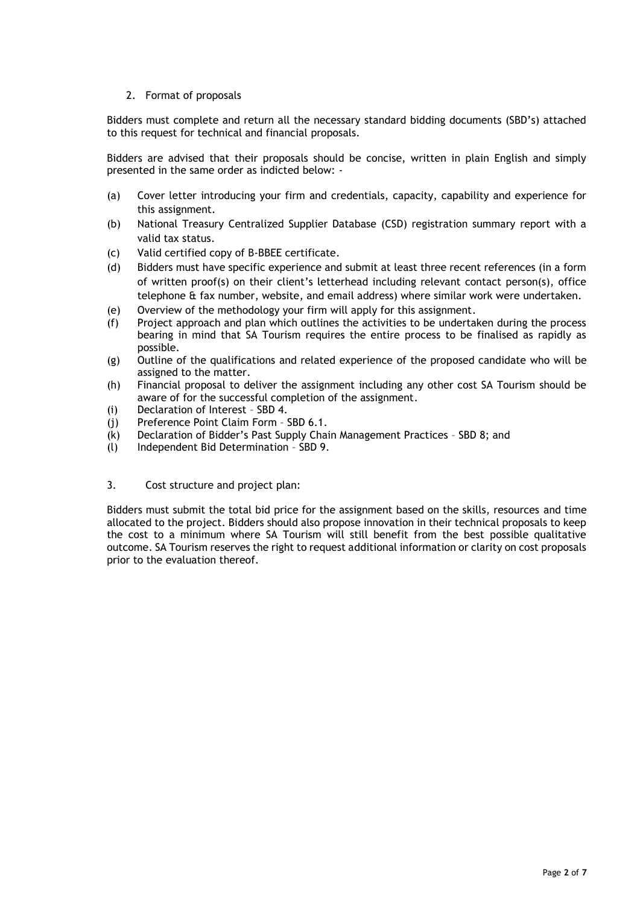## 2. Format of proposals

Bidders must complete and return all the necessary standard bidding documents (SBD's) attached to this request for technical and financial proposals.

Bidders are advised that their proposals should be concise, written in plain English and simply presented in the same order as indicted below: -

(a) Cover letter introducing your firm and credentials, capacity, capability and experience for this assignment.

(b) National Treasury Centralized Supplier Database (CSD) registration summary report with a valid tax status.

(c) Valid certified copy of B-BBEE certificate.

(d) Bidders must have specific experience and submit at least three recent references (in a form of written proof(s) on their client's letterhead including relevant contact person(s), office telephone & fax number, website, and email address) where similar work were undertaken.

(e) Overview of the methodology your firm will apply for this assignment.

(f) Project approach and plan which outlines the activities to be undertaken during the process bearing in mind that SA Tourism requires the entire process to be finalised as rapidly as possible.

(g) Outline of the qualifications and related experience of the proposed candidate who will be assigned to the matter.

(h) Financial proposal to deliver the assignment including any other cost SA Tourism should be aware of for the successful completion of the assignment.

(i) Declaration of Interest – SBD 4.

(j) Preference Point Claim Form – SBD 6.1.

(k) Declaration of Bidder's Past Supply Chain Management Practices – SBD 8; and

(l) Independent Bid Determination – SBD 9.

## 3. Cost structure and project plan:

Bidders must submit the total bid price for the assignment based on the skills, resources and time allocated to the project. Bidders should also propose innovation in their technical proposals to keep the cost to a minimum where SA Tourism will still benefit from the best possible qualitative outcome. SA Tourism reserves the right to request additional information or clarity on cost proposals prior to the evaluation thereof.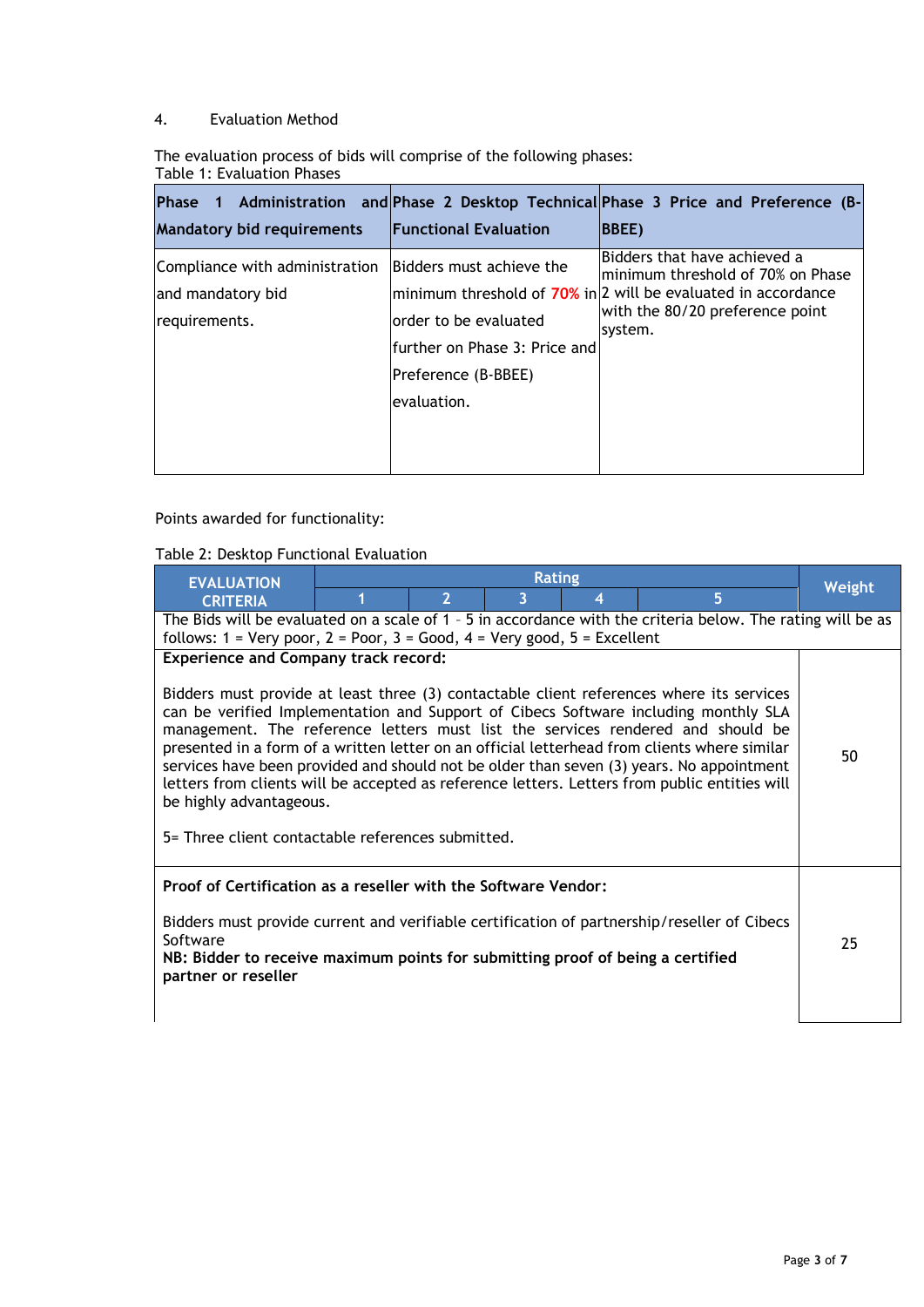4. Evaluation Method

The evaluation process of bids will comprise of the following phases:

Table 1: Evaluation Phases

| Phase 1 Administration and Mandatory bid requirements | Phase 2 Desktop Technical Functional Evaluation | Phase 3 Price and Preference (B-BBEE) |
|---|---|---|
| Compliance with administration and mandatory bid requirements. | Bidders must achieve the minimum threshold of **70%** in order to be evaluated further on Phase 3: Price and Preference (B-BBEE) evaluation. | Bidders that have achieved a minimum threshold of 70% on Phase 2 will be evaluated in accordance with the 80/20 preference point system. |

Points awarded for functionality:

Table 2: Desktop Functional Evaluation

| EVALUATION CRITERIA | Rating | | | | | Weight |
|---|---|---|---|---|---|---|
| | 1 | 2 | 3 | 4 | 5 | |
| The Bids will be evaluated on a scale of 1 – 5 in accordance with the criteria below. The rating will be as follows: 1 = Very poor, 2 = Poor, 3 = Good, 4 = Very good, 5 = Excellent | | | | | | |
| **Experience and Company track record:**<br><br>Bidders must provide at least three (3) contactable client references where its services can be verified Implementation and Support of Cibecs Software including monthly SLA management. The reference letters must list the services rendered and should be presented in a form of a written letter on an official letterhead from clients where similar services have been provided and should not be older than seven (3) years. No appointment letters from clients will be accepted as reference letters. Letters from public entities will be highly advantageous.<br><br>5= Three client contactable references submitted. | | | | | | 50 |
| **Proof of Certification as a reseller with the Software Vendor:**<br><br>Bidders must provide current and verifiable certification of partnership/reseller of Cibecs Software<br>**NB: Bidder to receive maximum points for submitting proof of being a certified partner or reseller** | | | | | | 25 |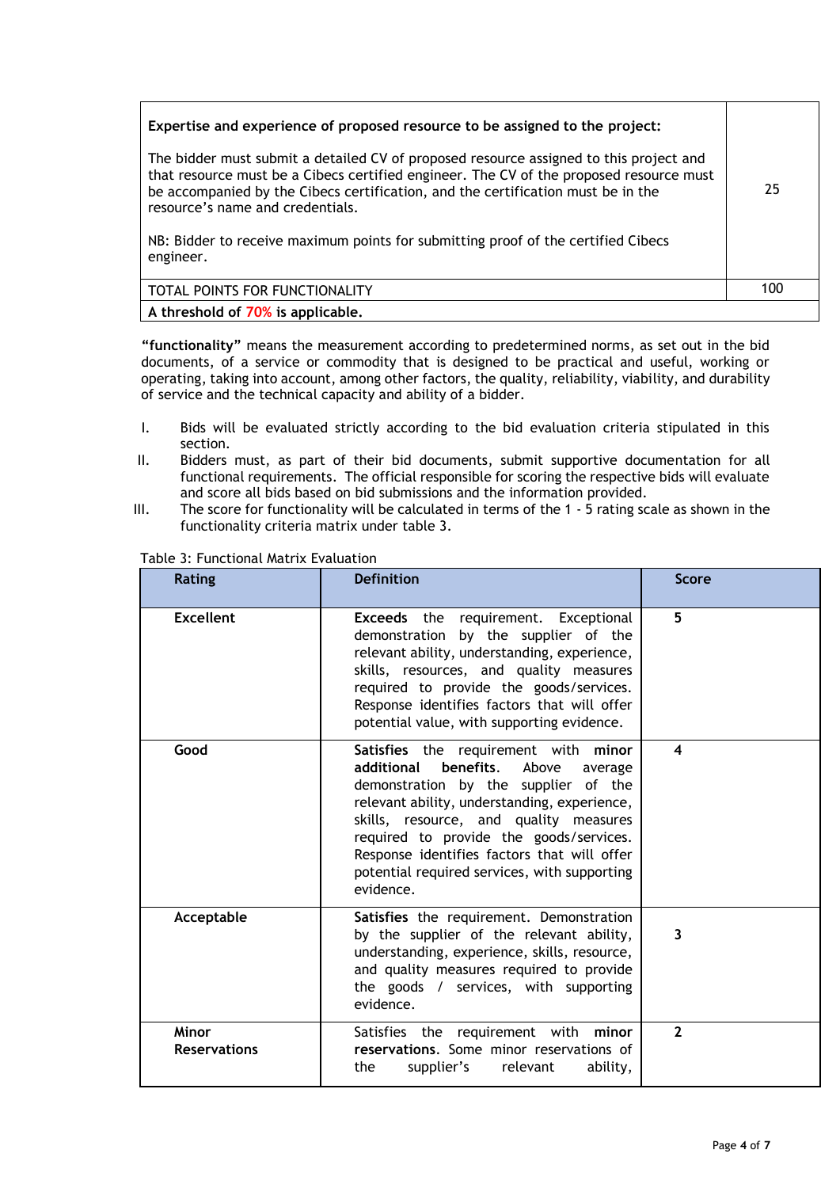| | |
|---|---|
| **Expertise and experience of proposed resource to be assigned to the project:**<br><br>The bidder must submit a detailed CV of proposed resource assigned to this project and that resource must be a Cibecs certified engineer. The CV of the proposed resource must be accompanied by the Cibecs certification, and the certification must be in the resource's name and credentials.<br><br>NB: Bidder to receive maximum points for submitting proof of the certified Cibecs engineer. | 25 |
| TOTAL POINTS FOR FUNCTIONALITY | 100 |
| **A threshold of 70% is applicable.** | |

**"functionality"** means the measurement according to predetermined norms, as set out in the bid documents, of a service or commodity that is designed to be practical and useful, working or operating, taking into account, among other factors, the quality, reliability, viability, and durability of service and the technical capacity and ability of a bidder.

I. Bids will be evaluated strictly according to the bid evaluation criteria stipulated in this section.

II. Bidders must, as part of their bid documents, submit supportive documentation for all functional requirements. The official responsible for scoring the respective bids will evaluate and score all bids based on bid submissions and the information provided.

III. The score for functionality will be calculated in terms of the 1 - 5 rating scale as shown in the functionality criteria matrix under table 3.

Table 3: Functional Matrix Evaluation

| Rating | Definition | Score |
|---|---|---|
| **Excellent** | **Exceeds** the requirement. Exceptional demonstration by the supplier of the relevant ability, understanding, experience, skills, resources, and quality measures required to provide the goods/services. Response identifies factors that will offer potential value, with supporting evidence. | **5** |
| **Good** | **Satisfies** the requirement with **minor additional benefits**. Above average demonstration by the supplier of the relevant ability, understanding, experience, skills, resource, and quality measures required to provide the goods/services. Response identifies factors that will offer potential required services, with supporting evidence. | **4** |
| **Acceptable** | **Satisfies** the requirement. Demonstration by the supplier of the relevant ability, understanding, experience, skills, resource, and quality measures required to provide the goods / services, with supporting evidence. | **3** |
| **Minor Reservations** | Satisfies the requirement with **minor reservations**. Some minor reservations of the supplier's relevant ability, | **2** |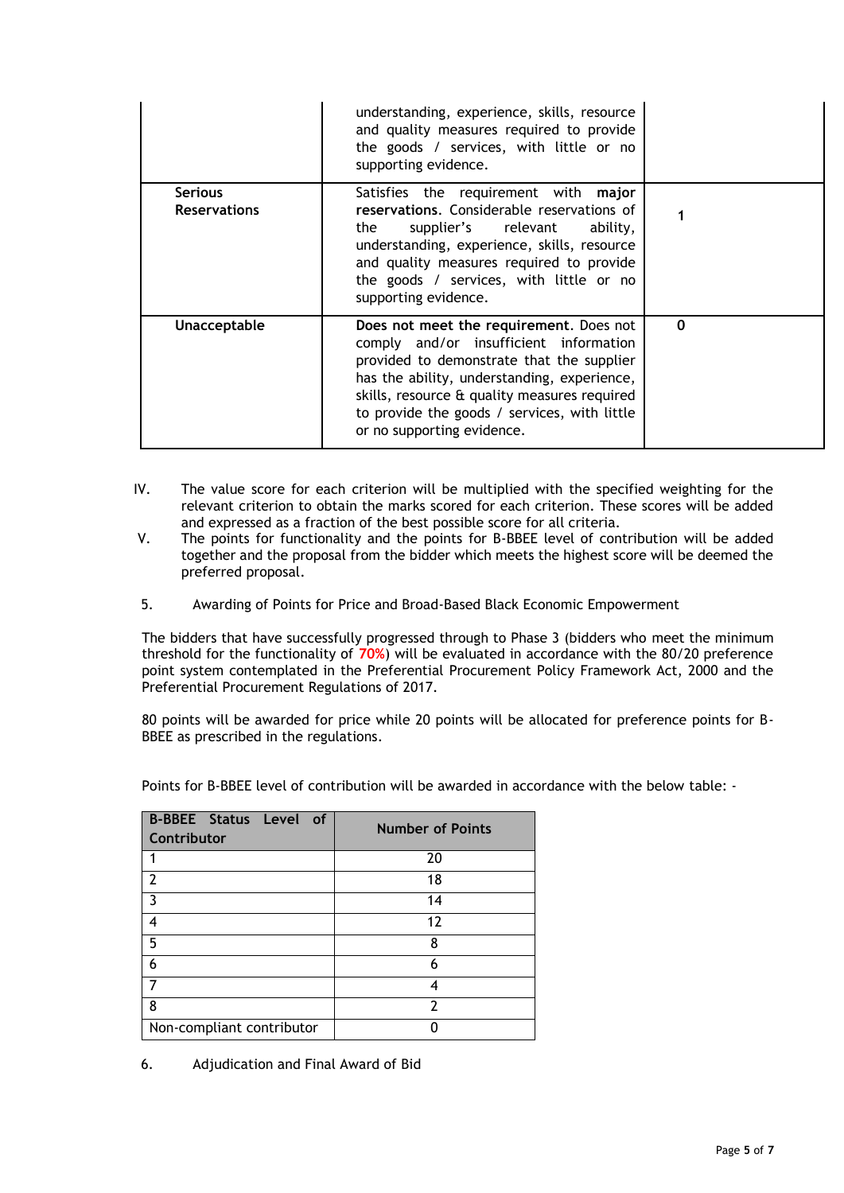| | | |
|---|---|---|
| | understanding, experience, skills, resource and quality measures required to provide the goods / services, with little or no supporting evidence. | |
| **Serious Reservations** | Satisfies the requirement with **major reservations**. Considerable reservations of the supplier's relevant ability, understanding, experience, skills, resource and quality measures required to provide the goods / services, with little or no supporting evidence. | **1** |
| **Unacceptable** | **Does not meet the requirement**. Does not comply and/or insufficient information provided to demonstrate that the supplier has the ability, understanding, experience, skills, resource & quality measures required to provide the goods / services, with little or no supporting evidence. | **0** |

IV. The value score for each criterion will be multiplied with the specified weighting for the relevant criterion to obtain the marks scored for each criterion. These scores will be added and expressed as a fraction of the best possible score for all criteria.

V. The points for functionality and the points for B-BBEE level of contribution will be added together and the proposal from the bidder which meets the highest score will be deemed the preferred proposal.

5. Awarding of Points for Price and Broad-Based Black Economic Empowerment

The bidders that have successfully progressed through to Phase 3 (bidders who meet the minimum threshold for the functionality of **70%**) will be evaluated in accordance with the 80/20 preference point system contemplated in the Preferential Procurement Policy Framework Act, 2000 and the Preferential Procurement Regulations of 2017.

80 points will be awarded for price while 20 points will be allocated for preference points for B-BBEE as prescribed in the regulations.

Points for B-BBEE level of contribution will be awarded in accordance with the below table: -

| B-BBEE Status Level of Contributor | Number of Points |
|---|---|
| 1 | 20 |
| 2 | 18 |
| 3 | 14 |
| 4 | 12 |
| 5 | 8 |
| 6 | 6 |
| 7 | 4 |
| 8 | 2 |
| Non-compliant contributor | 0 |

6. Adjudication and Final Award of Bid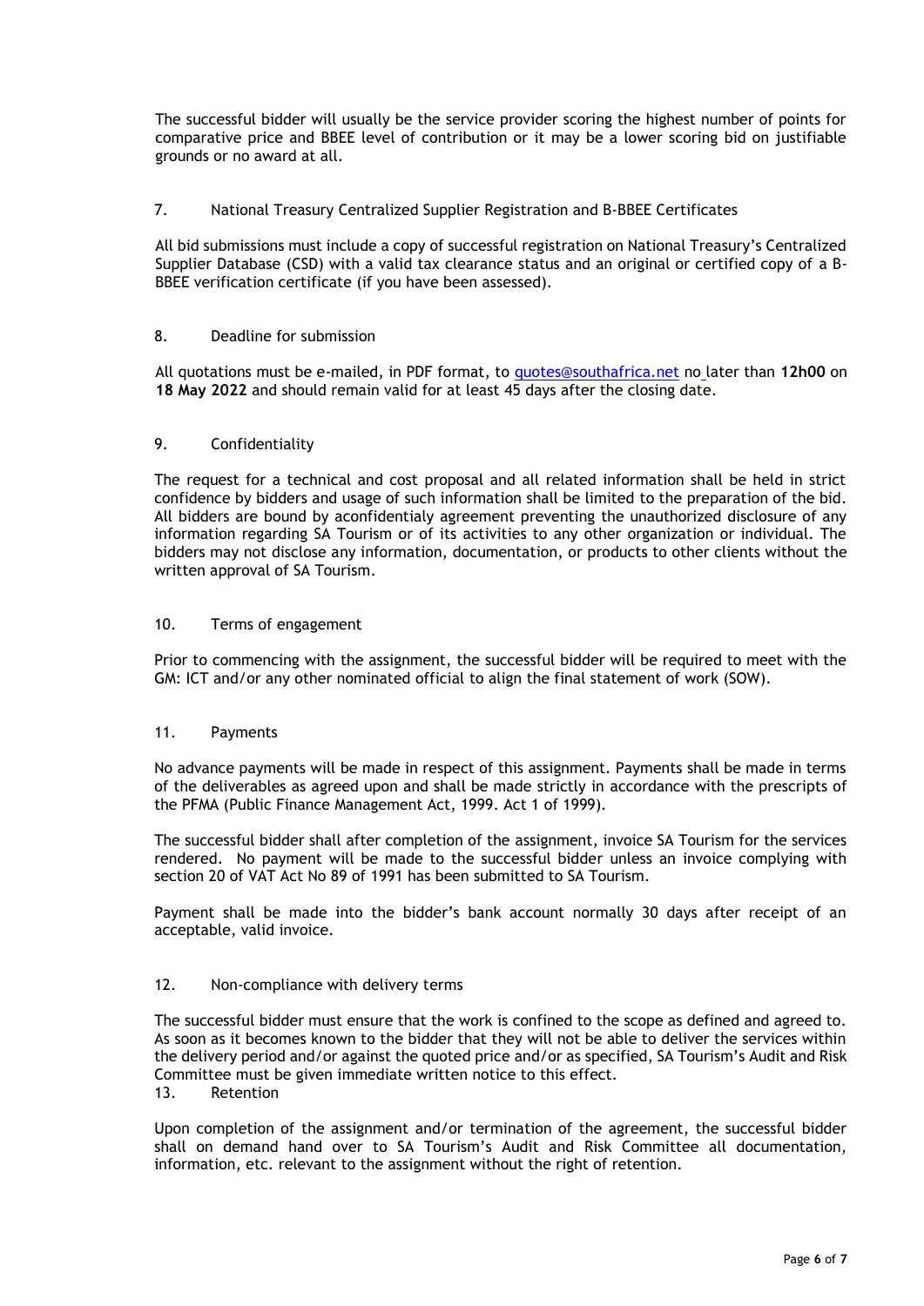The successful bidder will usually be the service provider scoring the highest number of points for comparative price and BBEE level of contribution or it may be a lower scoring bid on justifiable grounds or no award at all.

## 7. National Treasury Centralized Supplier Registration and B-BBEE Certificates

All bid submissions must include a copy of successful registration on National Treasury's Centralized Supplier Database (CSD) with a valid tax clearance status and an original or certified copy of a B-BBEE verification certificate (if you have been assessed).

## 8. Deadline for submission

All quotations must be e-mailed, in PDF format, to quotes@southafrica.net no later than **12h00** on **18 May 2022** and should remain valid for at least 45 days after the closing date.

## 9. Confidentiality

The request for a technical and cost proposal and all related information shall be held in strict confidence by bidders and usage of such information shall be limited to the preparation of the bid. All bidders are bound by aconfidentialy agreement preventing the unauthorized disclosure of any information regarding SA Tourism or of its activities to any other organization or individual. The bidders may not disclose any information, documentation, or products to other clients without the written approval of SA Tourism.

## 10. Terms of engagement

Prior to commencing with the assignment, the successful bidder will be required to meet with the GM: ICT and/or any other nominated official to align the final statement of work (SOW).

## 11. Payments

No advance payments will be made in respect of this assignment. Payments shall be made in terms of the deliverables as agreed upon and shall be made strictly in accordance with the prescripts of the PFMA (Public Finance Management Act, 1999. Act 1 of 1999).

The successful bidder shall after completion of the assignment, invoice SA Tourism for the services rendered. No payment will be made to the successful bidder unless an invoice complying with section 20 of VAT Act No 89 of 1991 has been submitted to SA Tourism.

Payment shall be made into the bidder's bank account normally 30 days after receipt of an acceptable, valid invoice.

## 12. Non-compliance with delivery terms

The successful bidder must ensure that the work is confined to the scope as defined and agreed to. As soon as it becomes known to the bidder that they will not be able to deliver the services within the delivery period and/or against the quoted price and/or as specified, SA Tourism's Audit and Risk Committee must be given immediate written notice to this effect.

## 13. Retention

Upon completion of the assignment and/or termination of the agreement, the successful bidder shall on demand hand over to SA Tourism's Audit and Risk Committee all documentation, information, etc. relevant to the assignment without the right of retention.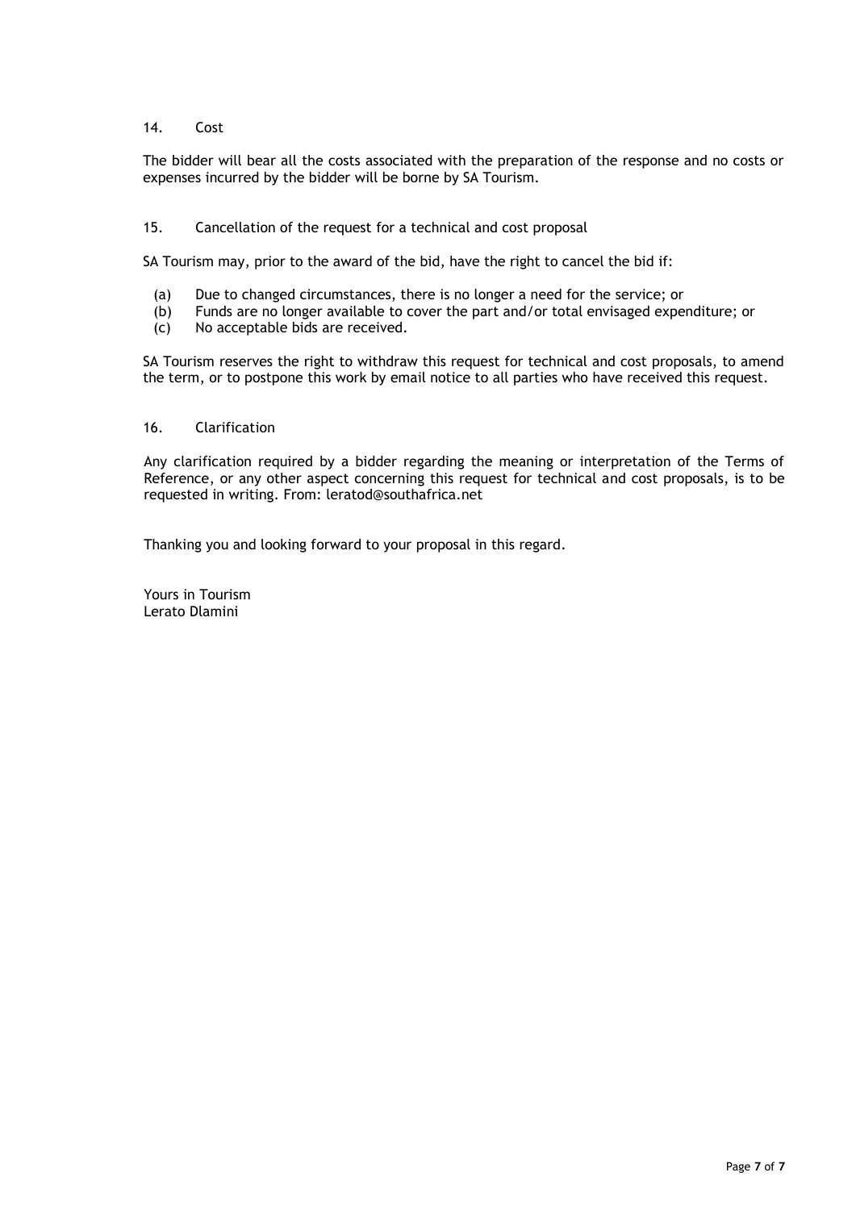## 14. Cost

The bidder will bear all the costs associated with the preparation of the response and no costs or expenses incurred by the bidder will be borne by SA Tourism.

## 15. Cancellation of the request for a technical and cost proposal

SA Tourism may, prior to the award of the bid, have the right to cancel the bid if:

(a) Due to changed circumstances, there is no longer a need for the service; or
(b) Funds are no longer available to cover the part and/or total envisaged expenditure; or
(c) No acceptable bids are received.

SA Tourism reserves the right to withdraw this request for technical and cost proposals, to amend the term, or to postpone this work by email notice to all parties who have received this request.

## 16. Clarification

Any clarification required by a bidder regarding the meaning or interpretation of the Terms of Reference, or any other aspect concerning this request for technical and cost proposals, is to be requested in writing. From: leratod@southafrica.net

Thanking you and looking forward to your proposal in this regard.

Yours in Tourism
Lerato Dlamini